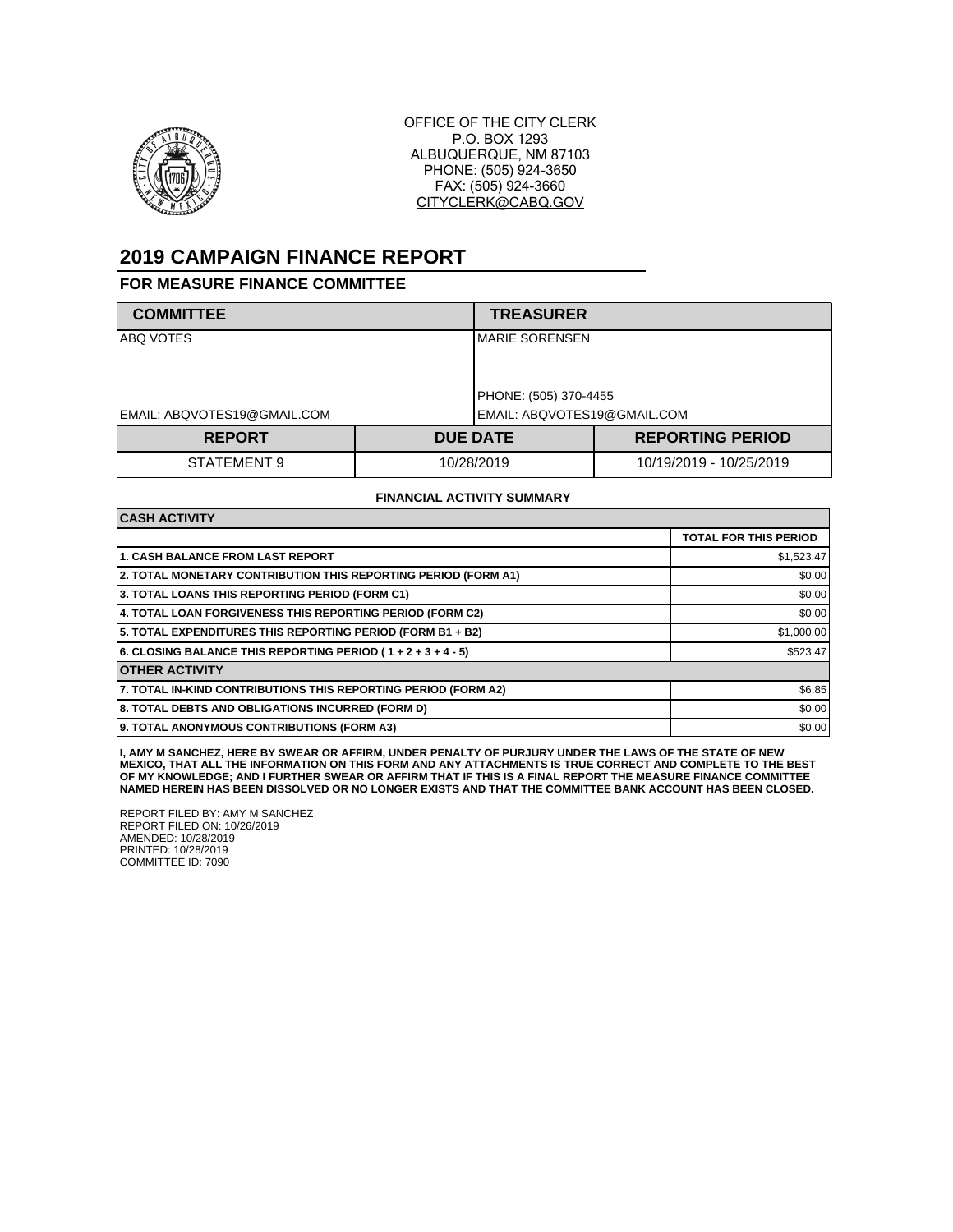OFFICE OF THE CITY CLERK
P.O. BOX 1293
ALBUQUERQUE, NM 87103
PHONE: (505) 924-3650
FAX: (505) 924-3660
CITYCLERK@CABQ.GOV

# 2019 CAMPAIGN FINANCE REPORT

## FOR MEASURE FINANCE COMMITTEE

| COMMITTEE | TREASURER |
|---|---|
| ABQ VOTES | MARIE SORENSEN |
| | PHONE: (505) 370-4455 |
| EMAIL: ABQVOTES19@GMAIL.COM | EMAIL: ABQVOTES19@GMAIL.COM |

| REPORT | DUE DATE | REPORTING PERIOD |
|---|---|---|
| STATEMENT 9 | 10/28/2019 | 10/19/2019 - 10/25/2019 |

**FINANCIAL ACTIVITY SUMMARY**

| CASH ACTIVITY | |
|---|---|
| | **TOTAL FOR THIS PERIOD** |
| **1. CASH BALANCE FROM LAST REPORT** | $1,523.47 |
| **2. TOTAL MONETARY CONTRIBUTION THIS REPORTING PERIOD (FORM A1)** | $0.00 |
| **3. TOTAL LOANS THIS REPORTING PERIOD (FORM C1)** | $0.00 |
| **4. TOTAL LOAN FORGIVENESS THIS REPORTING PERIOD (FORM C2)** | $0.00 |
| **5. TOTAL EXPENDITURES THIS REPORTING PERIOD (FORM B1 + B2)** | $1,000.00 |
| **6. CLOSING BALANCE THIS REPORTING PERIOD ( 1 + 2 + 3 + 4 - 5)** | $523.47 |
| **OTHER ACTIVITY** | |
| **7. TOTAL IN-KIND CONTRIBUTIONS THIS REPORTING PERIOD (FORM A2)** | $6.85 |
| **8. TOTAL DEBTS AND OBLIGATIONS INCURRED (FORM D)** | $0.00 |
| **9. TOTAL ANONYMOUS CONTRIBUTIONS (FORM A3)** | $0.00 |

**I, AMY M SANCHEZ, HERE BY SWEAR OR AFFIRM, UNDER PENALTY OF PURJURY UNDER THE LAWS OF THE STATE OF NEW MEXICO, THAT ALL THE INFORMATION ON THIS FORM AND ANY ATTACHMENTS IS TRUE CORRECT AND COMPLETE TO THE BEST OF MY KNOWLEDGE; AND I FURTHER SWEAR OR AFFIRM THAT IF THIS IS A FINAL REPORT THE MEASURE FINANCE COMMITTEE NAMED HEREIN HAS BEEN DISSOLVED OR NO LONGER EXISTS AND THAT THE COMMITTEE BANK ACCOUNT HAS BEEN CLOSED.**

REPORT FILED BY: AMY M SANCHEZ
REPORT FILED ON: 10/26/2019
AMENDED: 10/28/2019
PRINTED: 10/28/2019
COMMITTEE ID: 7090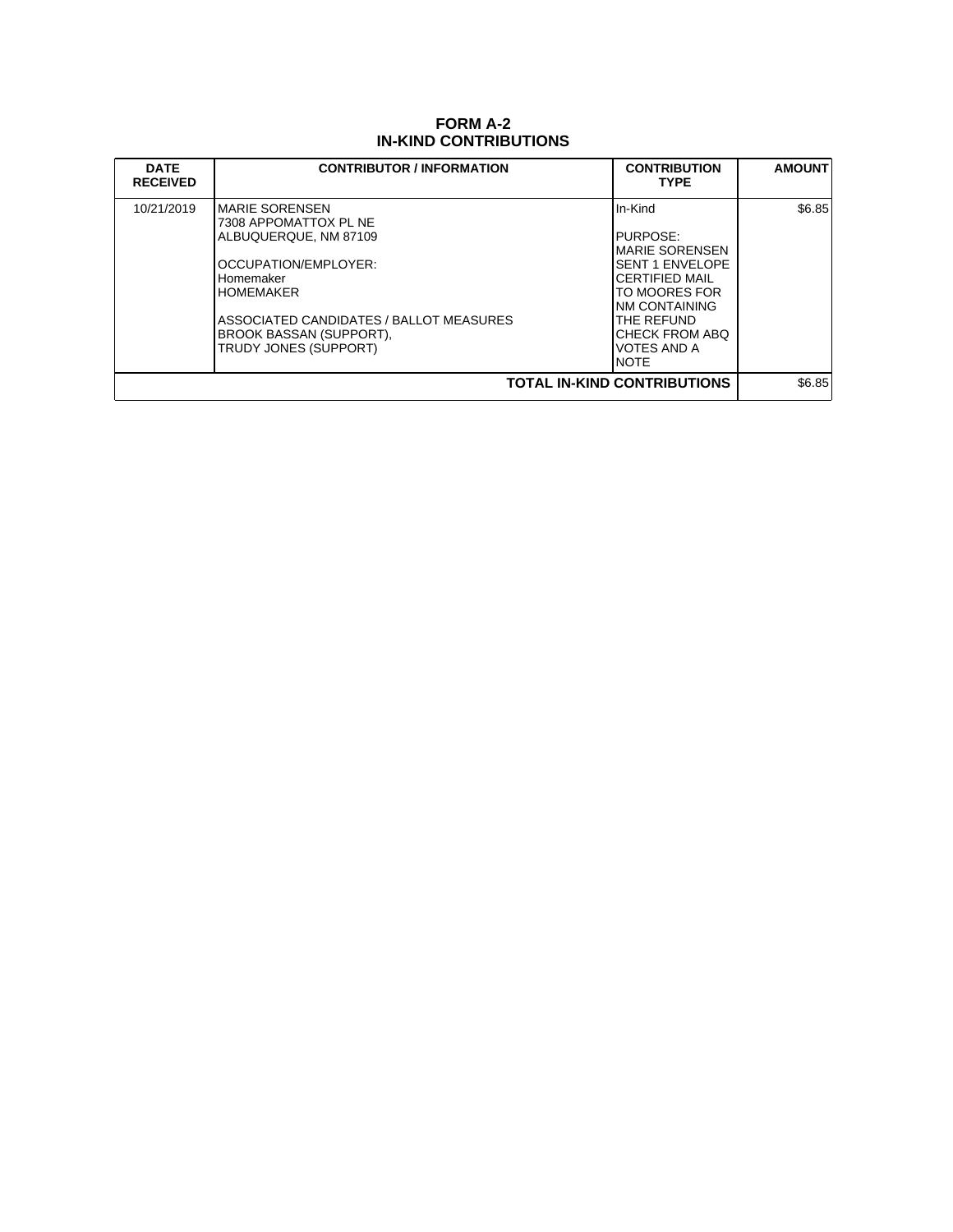# FORM A-2
## IN-KIND CONTRIBUTIONS

| DATE RECEIVED | CONTRIBUTOR / INFORMATION | CONTRIBUTION TYPE | AMOUNT |
|---|---|---|---|
| 10/21/2019 | MARIE SORENSEN<br>7308 APPOMATTOX PL NE<br>ALBUQUERQUE, NM 87109<br><br>OCCUPATION/EMPLOYER:<br>Homemaker<br>HOMEMAKER<br><br>ASSOCIATED CANDIDATES / BALLOT MEASURES<br>BROOK BASSAN (SUPPORT),<br>TRUDY JONES (SUPPORT) | In-Kind<br><br>PURPOSE:<br>MARIE SORENSEN SENT 1 ENVELOPE CERTIFIED MAIL TO MOORES FOR NM CONTAINING THE REFUND CHECK FROM ABQ VOTES AND A NOTE | $6.85 |
| | | **TOTAL IN-KIND CONTRIBUTIONS** | $6.85 |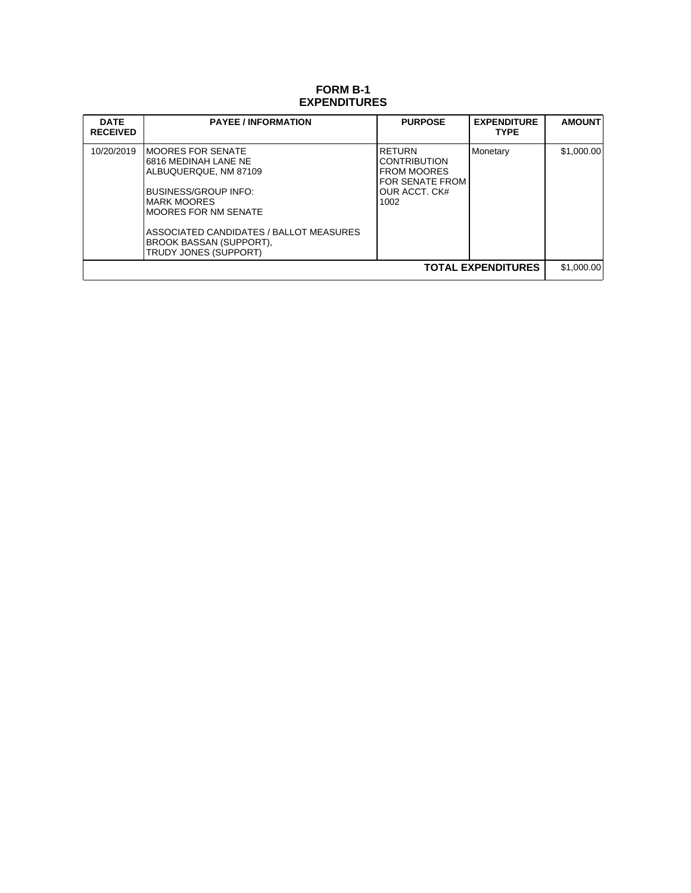# FORM B-1
# EXPENDITURES

| DATE RECEIVED | PAYEE / INFORMATION | PURPOSE | EXPENDITURE TYPE | AMOUNT |
| --- | --- | --- | --- | --- |
| 10/20/2019 | MOORES FOR SENATE<br>6816 MEDINAH LANE NE<br>ALBUQUERQUE, NM 87109<br><br>BUSINESS/GROUP INFO:<br>MARK MOORES<br>MOORES FOR NM SENATE<br><br>ASSOCIATED CANDIDATES / BALLOT MEASURES<br>BROOK BASSAN (SUPPORT),<br>TRUDY JONES (SUPPORT) | RETURN CONTRIBUTION FROM MOORES FOR SENATE FROM OUR ACCT. CK# 1002 | Monetary | $1,000.00 |
| | | | **TOTAL EXPENDITURES** | $1,000.00 |